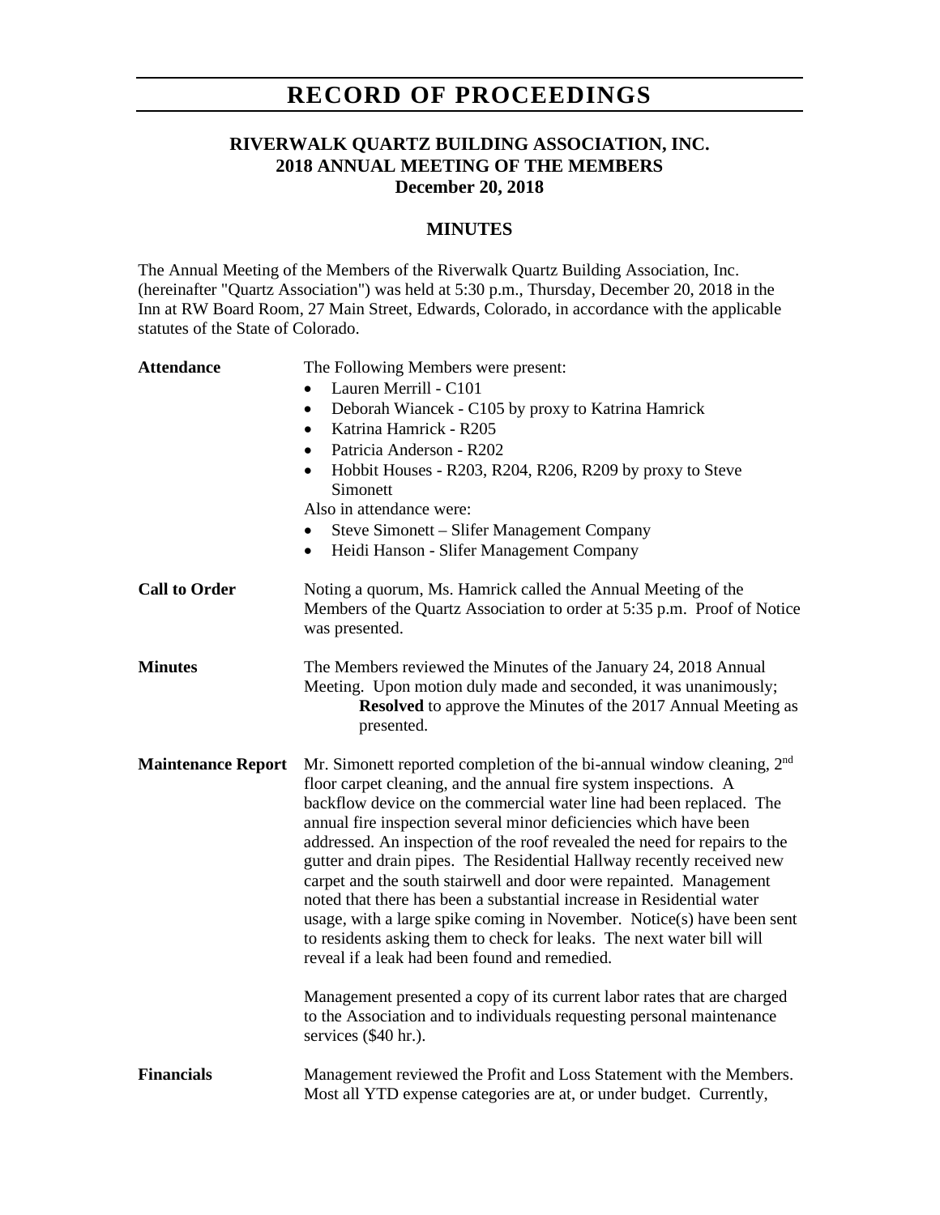# RECORD OF PROCEEDINGS

## RIVERWALK QUARTZ BUILDING ASSOCIATION, INC.
## 2018 ANNUAL MEETING OF THE MEMBERS
## December 20, 2018

### MINUTES

The Annual Meeting of the Members of the Riverwalk Quartz Building Association, Inc. (hereinafter "Quartz Association") was held at 5:30 p.m., Thursday, December 20, 2018 in the Inn at RW Board Room, 27 Main Street, Edwards, Colorado, in accordance with the applicable statutes of the State of Colorado.

**Attendance**

The Following Members were present:

- Lauren Merrill - C101
- Deborah Wiancek - C105 by proxy to Katrina Hamrick
- Katrina Hamrick - R205
- Patricia Anderson - R202
- Hobbit Houses - R203, R204, R206, R209 by proxy to Steve Simonett

Also in attendance were:

- Steve Simonett – Slifer Management Company
- Heidi Hanson - Slifer Management Company

**Call to Order**

Noting a quorum, Ms. Hamrick called the Annual Meeting of the Members of the Quartz Association to order at 5:35 p.m. Proof of Notice was presented.

**Minutes**

The Members reviewed the Minutes of the January 24, 2018 Annual Meeting. Upon motion duly made and seconded, it was unanimously;

**Resolved** to approve the Minutes of the 2017 Annual Meeting as presented.

**Maintenance Report**

Mr. Simonett reported completion of the bi-annual window cleaning, 2nd floor carpet cleaning, and the annual fire system inspections. A backflow device on the commercial water line had been replaced. The annual fire inspection several minor deficiencies which have been addressed. An inspection of the roof revealed the need for repairs to the gutter and drain pipes. The Residential Hallway recently received new carpet and the south stairwell and door were repainted. Management noted that there has been a substantial increase in Residential water usage, with a large spike coming in November. Notice(s) have been sent to residents asking them to check for leaks. The next water bill will reveal if a leak had been found and remedied.

Management presented a copy of its current labor rates that are charged to the Association and to individuals requesting personal maintenance services ($40 hr.).

**Financials**

Management reviewed the Profit and Loss Statement with the Members. Most all YTD expense categories are at, or under budget. Currently,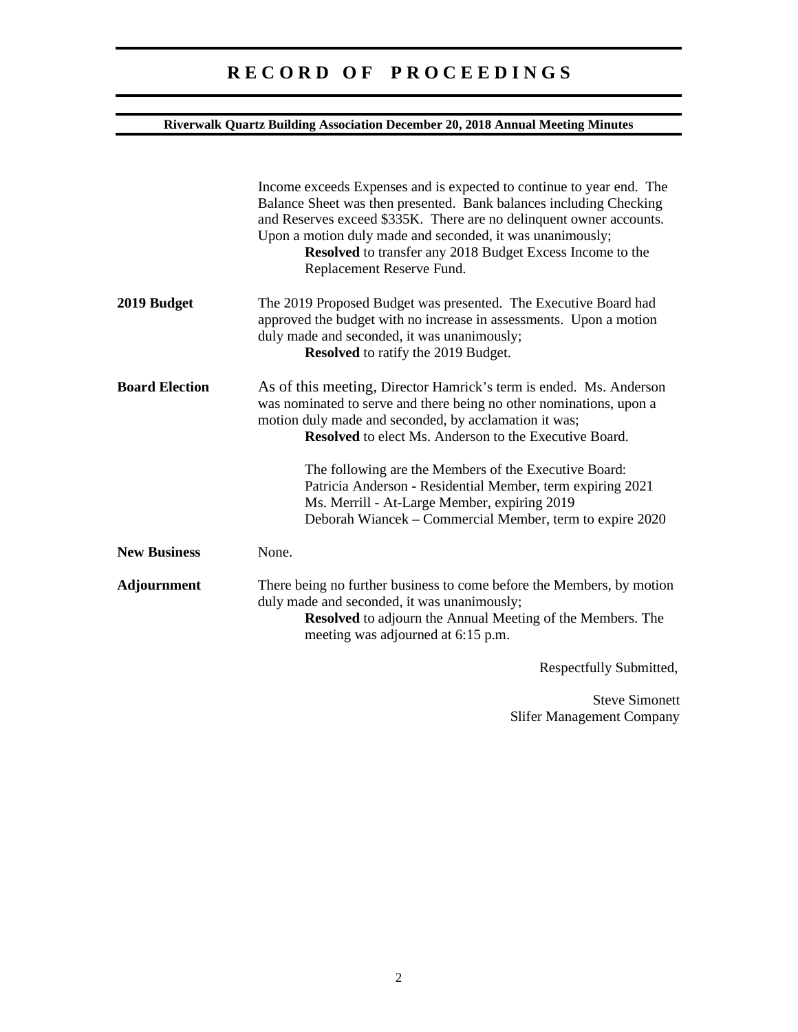# RECORD OF PROCEEDINGS

**Riverwalk Quartz Building Association December 20, 2018 Annual Meeting Minutes**

Income exceeds Expenses and is expected to continue to year end. The Balance Sheet was then presented. Bank balances including Checking and Reserves exceed \$335K. There are no delinquent owner accounts. Upon a motion duly made and seconded, it was unanimously;

> **Resolved** to transfer any 2018 Budget Excess Income to the Replacement Reserve Fund.

**2019 Budget**

The 2019 Proposed Budget was presented. The Executive Board had approved the budget with no increase in assessments. Upon a motion duly made and seconded, it was unanimously;

> **Resolved** to ratify the 2019 Budget.

**Board Election**

As of this meeting, Director Hamrick's term is ended. Ms. Anderson was nominated to serve and there being no other nominations, upon a motion duly made and seconded, by acclamation it was;

> **Resolved** to elect Ms. Anderson to the Executive Board.
>
> The following are the Members of the Executive Board:
> Patricia Anderson - Residential Member, term expiring 2021
> Ms. Merrill - At-Large Member, expiring 2019
> Deborah Wiancek – Commercial Member, term to expire 2020

**New Business**

None.

**Adjournment**

There being no further business to come before the Members, by motion duly made and seconded, it was unanimously;

> **Resolved** to adjourn the Annual Meeting of the Members. The meeting was adjourned at 6:15 p.m.

Respectfully Submitted,

Steve Simonett
Slifer Management Company